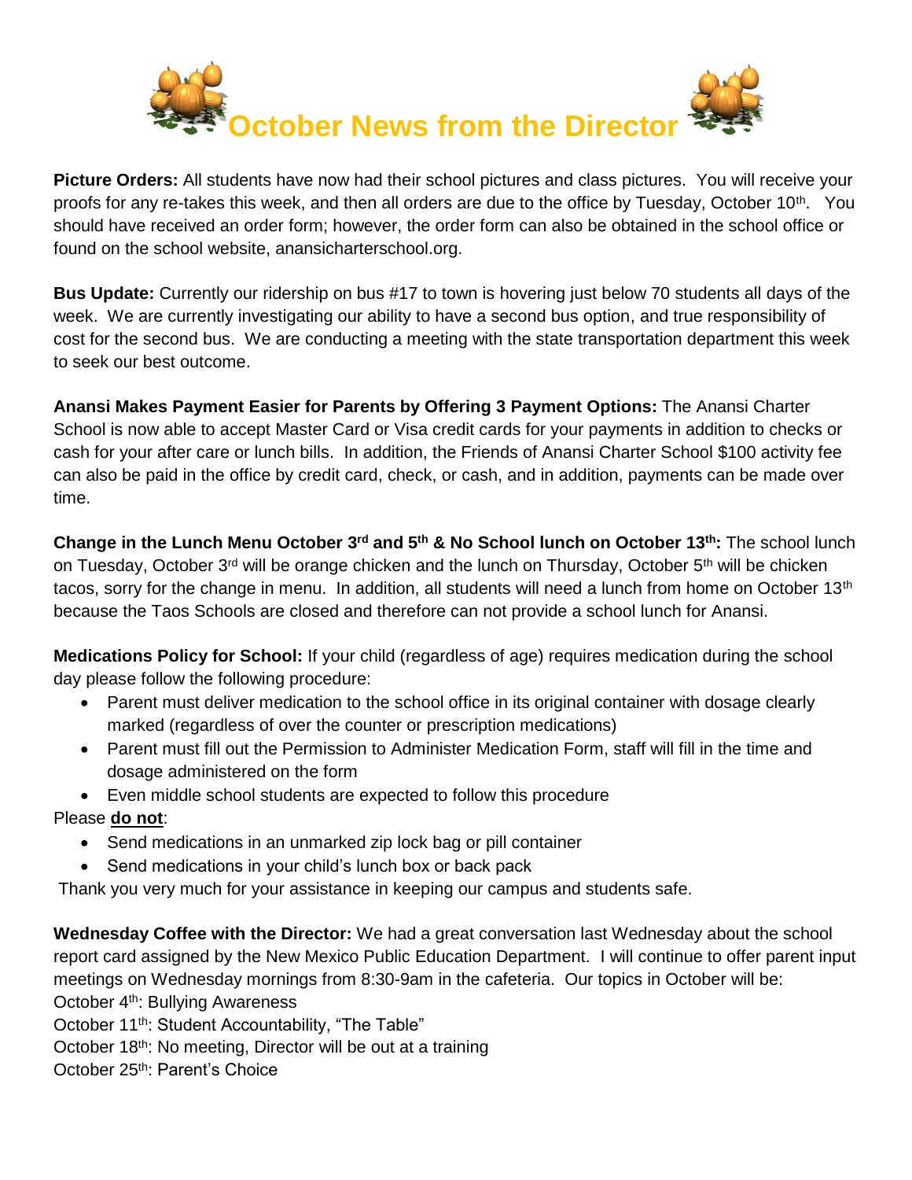# October News from the Director

**Picture Orders:** All students have now had their school pictures and class pictures. You will receive your proofs for any re-takes this week, and then all orders are due to the office by Tuesday, October 10th. You should have received an order form; however, the order form can also be obtained in the school office or found on the school website, anansicharterschool.org.

**Bus Update:** Currently our ridership on bus #17 to town is hovering just below 70 students all days of the week. We are currently investigating our ability to have a second bus option, and true responsibility of cost for the second bus. We are conducting a meeting with the state transportation department this week to seek our best outcome.

**Anansi Makes Payment Easier for Parents by Offering 3 Payment Options:** The Anansi Charter School is now able to accept Master Card or Visa credit cards for your payments in addition to checks or cash for your after care or lunch bills. In addition, the Friends of Anansi Charter School $100 activity fee can also be paid in the office by credit card, check, or cash, and in addition, payments can be made over time.

**Change in the Lunch Menu October 3rd and 5th & No School lunch on October 13th:** The school lunch on Tuesday, October 3rd will be orange chicken and the lunch on Thursday, October 5th will be chicken tacos, sorry for the change in menu. In addition, all students will need a lunch from home on October 13th because the Taos Schools are closed and therefore can not provide a school lunch for Anansi.

**Medications Policy for School:** If your child (regardless of age) requires medication during the school day please follow the following procedure:

- Parent must deliver medication to the school office in its original container with dosage clearly marked (regardless of over the counter or prescription medications)
- Parent must fill out the Permission to Administer Medication Form, staff will fill in the time and dosage administered on the form
- Even middle school students are expected to follow this procedure

Please **do not**:

- Send medications in an unmarked zip lock bag or pill container
- Send medications in your child's lunch box or back pack

Thank you very much for your assistance in keeping our campus and students safe.

**Wednesday Coffee with the Director:** We had a great conversation last Wednesday about the school report card assigned by the New Mexico Public Education Department. I will continue to offer parent input meetings on Wednesday mornings from 8:30-9am in the cafeteria. Our topics in October will be:

October 4th: Bullying Awareness
October 11th: Student Accountability, "The Table"
October 18th: No meeting, Director will be out at a training
October 25th: Parent's Choice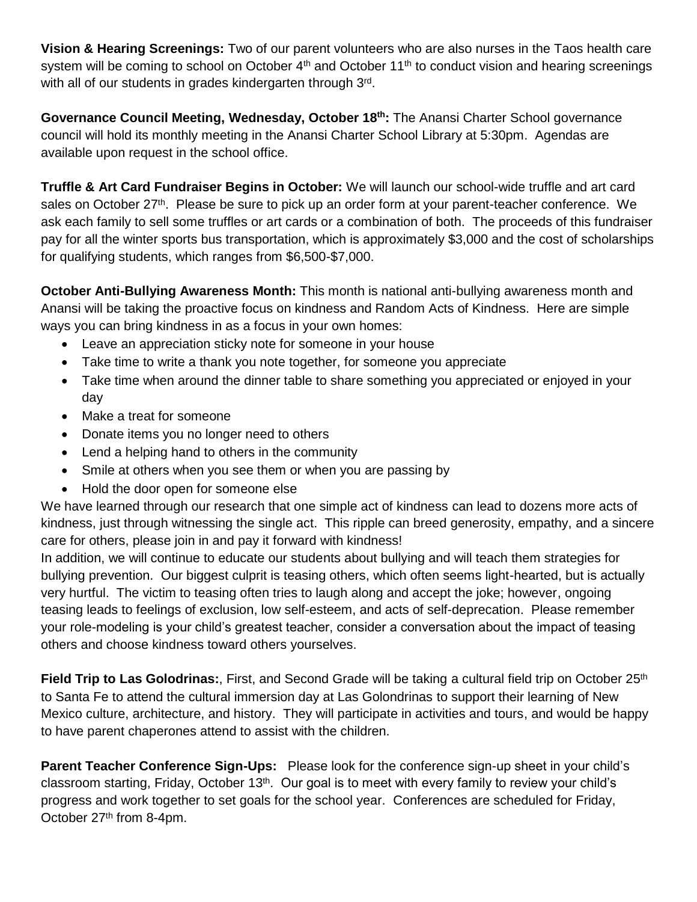**Vision & Hearing Screenings:** Two of our parent volunteers who are also nurses in the Taos health care system will be coming to school on October 4th and October 11th to conduct vision and hearing screenings with all of our students in grades kindergarten through 3rd.

**Governance Council Meeting, Wednesday, October 18th:** The Anansi Charter School governance council will hold its monthly meeting in the Anansi Charter School Library at 5:30pm. Agendas are available upon request in the school office.

**Truffle & Art Card Fundraiser Begins in October:** We will launch our school-wide truffle and art card sales on October 27th. Please be sure to pick up an order form at your parent-teacher conference. We ask each family to sell some truffles or art cards or a combination of both. The proceeds of this fundraiser pay for all the winter sports bus transportation, which is approximately $3,000 and the cost of scholarships for qualifying students, which ranges from $6,500-$7,000.

**October Anti-Bullying Awareness Month:** This month is national anti-bullying awareness month and Anansi will be taking the proactive focus on kindness and Random Acts of Kindness. Here are simple ways you can bring kindness in as a focus in your own homes:

- Leave an appreciation sticky note for someone in your house
- Take time to write a thank you note together, for someone you appreciate
- Take time when around the dinner table to share something you appreciated or enjoyed in your day
- Make a treat for someone
- Donate items you no longer need to others
- Lend a helping hand to others in the community
- Smile at others when you see them or when you are passing by
- Hold the door open for someone else

We have learned through our research that one simple act of kindness can lead to dozens more acts of kindness, just through witnessing the single act. This ripple can breed generosity, empathy, and a sincere care for others, please join in and pay it forward with kindness!

In addition, we will continue to educate our students about bullying and will teach them strategies for bullying prevention. Our biggest culprit is teasing others, which often seems light-hearted, but is actually very hurtful. The victim to teasing often tries to laugh along and accept the joke; however, ongoing teasing leads to feelings of exclusion, low self-esteem, and acts of self-deprecation. Please remember your role-modeling is your child's greatest teacher, consider a conversation about the impact of teasing others and choose kindness toward others yourselves.

**Field Trip to Las Golodrinas:**, First, and Second Grade will be taking a cultural field trip on October 25th to Santa Fe to attend the cultural immersion day at Las Golondrinas to support their learning of New Mexico culture, architecture, and history. They will participate in activities and tours, and would be happy to have parent chaperones attend to assist with the children.

**Parent Teacher Conference Sign-Ups:** Please look for the conference sign-up sheet in your child's classroom starting, Friday, October 13th. Our goal is to meet with every family to review your child's progress and work together to set goals for the school year. Conferences are scheduled for Friday, October 27th from 8-4pm.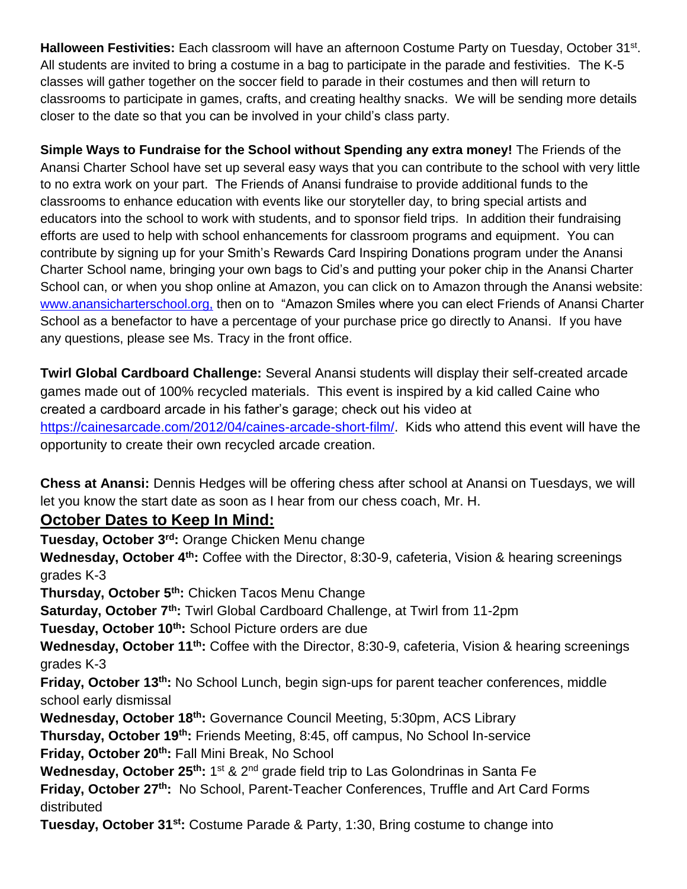**Halloween Festivities:** Each classroom will have an afternoon Costume Party on Tuesday, October 31st. All students are invited to bring a costume in a bag to participate in the parade and festivities. The K-5 classes will gather together on the soccer field to parade in their costumes and then will return to classrooms to participate in games, crafts, and creating healthy snacks. We will be sending more details closer to the date so that you can be involved in your child's class party.

**Simple Ways to Fundraise for the School without Spending any extra money!** The Friends of the Anansi Charter School have set up several easy ways that you can contribute to the school with very little to no extra work on your part. The Friends of Anansi fundraise to provide additional funds to the classrooms to enhance education with events like our storyteller day, to bring special artists and educators into the school to work with students, and to sponsor field trips. In addition their fundraising efforts are used to help with school enhancements for classroom programs and equipment. You can contribute by signing up for your Smith's Rewards Card Inspiring Donations program under the Anansi Charter School name, bringing your own bags to Cid's and putting your poker chip in the Anansi Charter School can, or when you shop online at Amazon, you can click on to Amazon through the Anansi website: www.anansicharterschool.org, then on to "Amazon Smiles where you can elect Friends of Anansi Charter School as a benefactor to have a percentage of your purchase price go directly to Anansi. If you have any questions, please see Ms. Tracy in the front office.

**Twirl Global Cardboard Challenge:** Several Anansi students will display their self-created arcade games made out of 100% recycled materials. This event is inspired by a kid called Caine who created a cardboard arcade in his father's garage; check out his video at https://cainesarcade.com/2012/04/caines-arcade-short-film/. Kids who attend this event will have the opportunity to create their own recycled arcade creation.

**Chess at Anansi:** Dennis Hedges will be offering chess after school at Anansi on Tuesdays, we will let you know the start date as soon as I hear from our chess coach, Mr. H.

## October Dates to Keep In Mind:

**Tuesday, October 3rd:** Orange Chicken Menu change
**Wednesday, October 4th:** Coffee with the Director, 8:30-9, cafeteria, Vision & hearing screenings grades K-3
**Thursday, October 5th:** Chicken Tacos Menu Change
**Saturday, October 7th:** Twirl Global Cardboard Challenge, at Twirl from 11-2pm
**Tuesday, October 10th:** School Picture orders are due
**Wednesday, October 11th:** Coffee with the Director, 8:30-9, cafeteria, Vision & hearing screenings grades K-3
**Friday, October 13th:** No School Lunch, begin sign-ups for parent teacher conferences, middle school early dismissal
**Wednesday, October 18th:** Governance Council Meeting, 5:30pm, ACS Library
**Thursday, October 19th:** Friends Meeting, 8:45, off campus, No School In-service
**Friday, October 20th:** Fall Mini Break, No School
**Wednesday, October 25th:** 1st & 2nd grade field trip to Las Golondrinas in Santa Fe
**Friday, October 27th:** No School, Parent-Teacher Conferences, Truffle and Art Card Forms distributed
**Tuesday, October 31st:** Costume Parade & Party, 1:30, Bring costume to change into